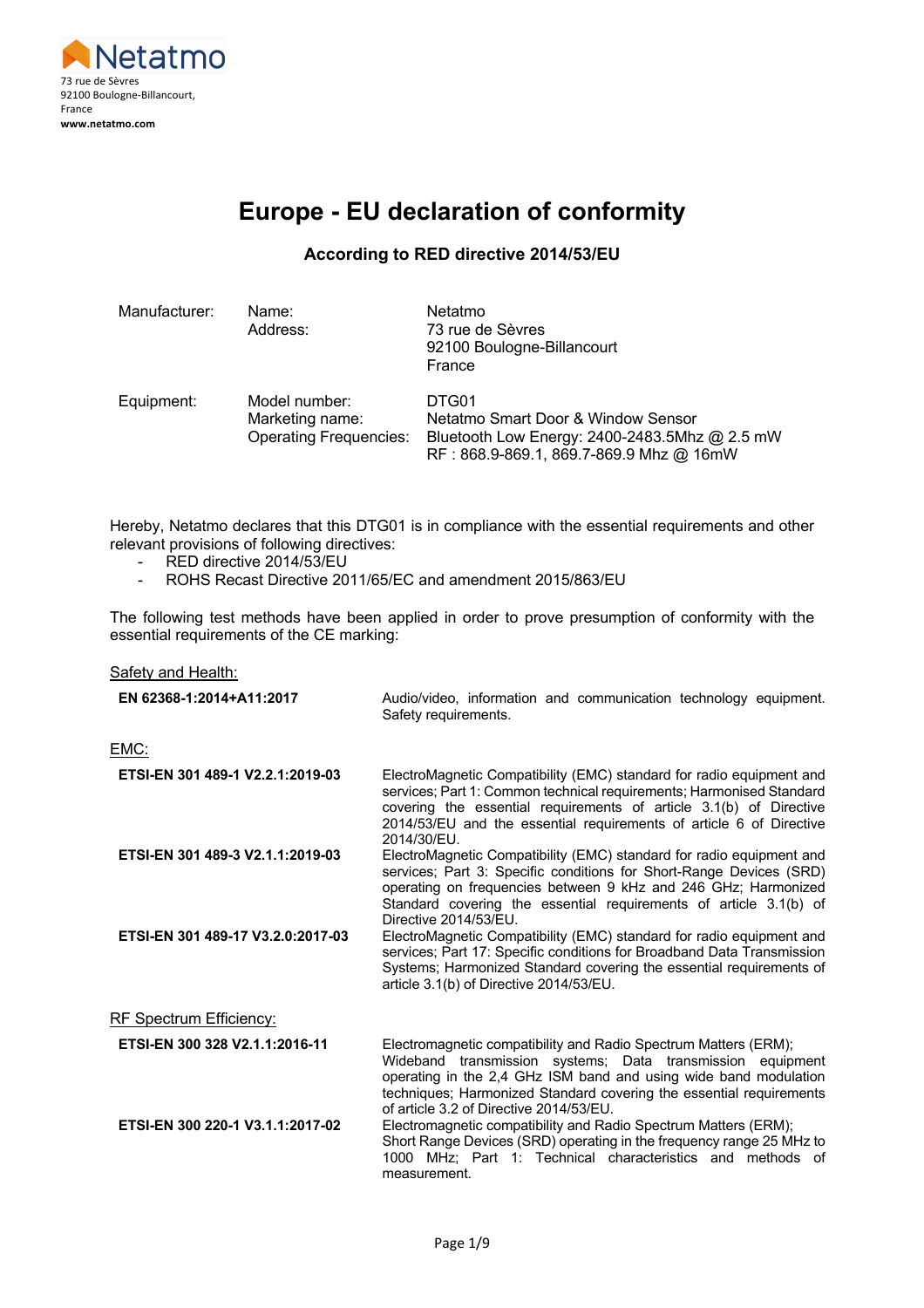Netatmo
73 rue de Sèvres
92100 Boulogne-Billancourt,
France
**www.netatmo.com**

# Europe - EU declaration of conformity

### According to RED directive 2014/53/EU

| | | |
|---|---|---|
| Manufacturer: | Name:<br>Address: | Netatmo<br>73 rue de Sèvres<br>92100 Boulogne-Billancourt<br>France |
| Equipment: | Model number:<br>Marketing name:<br>Operating Frequencies: | DTG01<br>Netatmo Smart Door & Window Sensor<br>Bluetooth Low Energy: 2400-2483.5Mhz @ 2.5 mW<br>RF : 868.9-869.1, 869.7-869.9 Mhz @ 16mW |

Hereby, Netatmo declares that this DTG01 is in compliance with the essential requirements and other relevant provisions of following directives:

- RED directive 2014/53/EU
- ROHS Recast Directive 2011/65/EC and amendment 2015/863/EU

The following test methods have been applied in order to prove presumption of conformity with the essential requirements of the CE marking:

Safety and Health:

| | |
|---|---|
| **EN 62368-1:2014+A11:2017** | Audio/video, information and communication technology equipment. Safety requirements. |

EMC:

| | |
|---|---|
| **ETSI-EN 301 489-1 V2.2.1:2019-03** | ElectroMagnetic Compatibility (EMC) standard for radio equipment and services; Part 1: Common technical requirements; Harmonised Standard covering the essential requirements of article 3.1(b) of Directive 2014/53/EU and the essential requirements of article 6 of Directive 2014/30/EU. |
| **ETSI-EN 301 489-3 V2.1.1:2019-03** | ElectroMagnetic Compatibility (EMC) standard for radio equipment and services; Part 3: Specific conditions for Short-Range Devices (SRD) operating on frequencies between 9 kHz and 246 GHz; Harmonized Standard covering the essential requirements of article 3.1(b) of Directive 2014/53/EU. |
| **ETSI-EN 301 489-17 V3.2.0:2017-03** | ElectroMagnetic Compatibility (EMC) standard for radio equipment and services; Part 17: Specific conditions for Broadband Data Transmission Systems; Harmonized Standard covering the essential requirements of article 3.1(b) of Directive 2014/53/EU. |

RF Spectrum Efficiency:

| | |
|---|---|
| **ETSI-EN 300 328 V2.1.1:2016-11** | Electromagnetic compatibility and Radio Spectrum Matters (ERM); Wideband transmission systems; Data transmission equipment operating in the 2,4 GHz ISM band and using wide band modulation techniques; Harmonized Standard covering the essential requirements of article 3.2 of Directive 2014/53/EU. |
| **ETSI-EN 300 220-1 V3.1.1:2017-02** | Electromagnetic compatibility and Radio Spectrum Matters (ERM); Short Range Devices (SRD) operating in the frequency range 25 MHz to 1000 MHz; Part 1: Technical characteristics and methods of measurement. |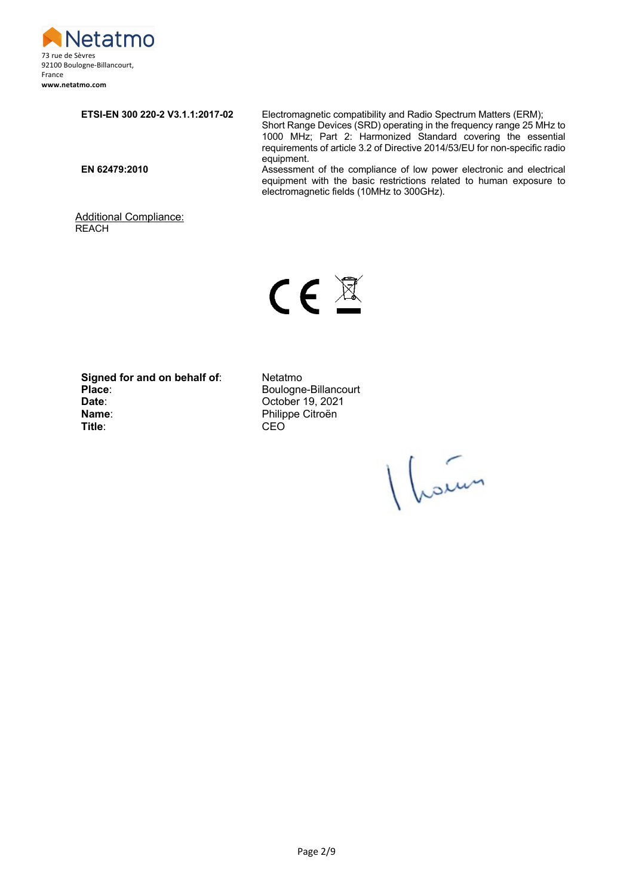Netatmo
73 rue de Sèvres
92100 Boulogne-Billancourt,
France
**www.netatmo.com**

| | |
|---|---|
| **ETSI-EN 300 220-2 V3.1.1:2017-02** | Electromagnetic compatibility and Radio Spectrum Matters (ERM); Short Range Devices (SRD) operating in the frequency range 25 MHz to 1000 MHz; Part 2: Harmonized Standard covering the essential requirements of article 3.2 of Directive 2014/53/EU for non-specific radio equipment. |
| **EN 62479:2010** | Assessment of the compliance of low power electronic and electrical equipment with the basic restrictions related to human exposure to electromagnetic fields (10MHz to 300GHz). |

Additional Compliance:
REACH

| | |
|---|---|
| **Signed for and on behalf of**: | Netatmo |
| **Place**: | Boulogne-Billancourt |
| **Date**: | October 19, 2021 |
| **Name**: | Philippe Citroën |
| **Title**: | CEO |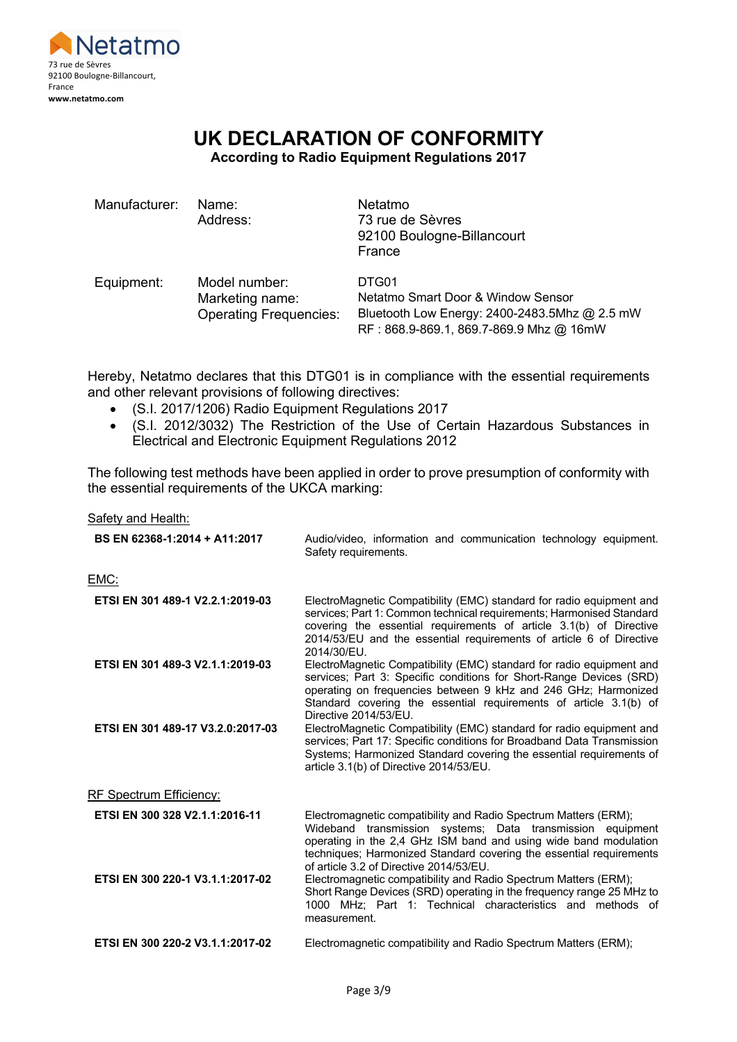Netatmo
73 rue de Sèvres
92100 Boulogne-Billancourt,
France
**www.netatmo.com**

# UK DECLARATION OF CONFORMITY

**According to Radio Equipment Regulations 2017**

| | | |
|---|---|---|
| Manufacturer: | Name: | Netatmo |
| | Address: | 73 rue de Sèvres<br>92100 Boulogne-Billancourt<br>France |
| Equipment: | Model number: | DTG01 |
| | Marketing name: | Netatmo Smart Door & Window Sensor |
| | Operating Frequencies: | Bluetooth Low Energy: 2400-2483.5Mhz @ 2.5 mW<br>RF : 868.9-869.1, 869.7-869.9 Mhz @ 16mW |

Hereby, Netatmo declares that this DTG01 is in compliance with the essential requirements and other relevant provisions of following directives:

- (S.I. 2017/1206) Radio Equipment Regulations 2017
- (S.I. 2012/3032) The Restriction of the Use of Certain Hazardous Substances in Electrical and Electronic Equipment Regulations 2012

The following test methods have been applied in order to prove presumption of conformity with the essential requirements of the UKCA marking:

Safety and Health:

| | |
|---|---|
| **BS EN 62368-1:2014 + A11:2017** | Audio/video, information and communication technology equipment. Safety requirements. |

EMC:

| | |
|---|---|
| **ETSI EN 301 489-1 V2.2.1:2019-03** | ElectroMagnetic Compatibility (EMC) standard for radio equipment and services; Part 1: Common technical requirements; Harmonised Standard covering the essential requirements of article 3.1(b) of Directive 2014/53/EU and the essential requirements of article 6 of Directive 2014/30/EU. |
| **ETSI EN 301 489-3 V2.1.1:2019-03** | ElectroMagnetic Compatibility (EMC) standard for radio equipment and services; Part 3: Specific conditions for Short-Range Devices (SRD) operating on frequencies between 9 kHz and 246 GHz; Harmonized Standard covering the essential requirements of article 3.1(b) of Directive 2014/53/EU. |
| **ETSI EN 301 489-17 V3.2.0:2017-03** | ElectroMagnetic Compatibility (EMC) standard for radio equipment and services; Part 17: Specific conditions for Broadband Data Transmission Systems; Harmonized Standard covering the essential requirements of article 3.1(b) of Directive 2014/53/EU. |

RF Spectrum Efficiency:

| | |
|---|---|
| **ETSI EN 300 328 V2.1.1:2016-11** | Electromagnetic compatibility and Radio Spectrum Matters (ERM); Wideband transmission systems; Data transmission equipment operating in the 2,4 GHz ISM band and using wide band modulation techniques; Harmonized Standard covering the essential requirements of article 3.2 of Directive 2014/53/EU. |
| **ETSI EN 300 220-1 V3.1.1:2017-02** | Electromagnetic compatibility and Radio Spectrum Matters (ERM); Short Range Devices (SRD) operating in the frequency range 25 MHz to 1000 MHz; Part 1: Technical characteristics and methods of measurement. |
| **ETSI EN 300 220-2 V3.1.1:2017-02** | Electromagnetic compatibility and Radio Spectrum Matters (ERM); |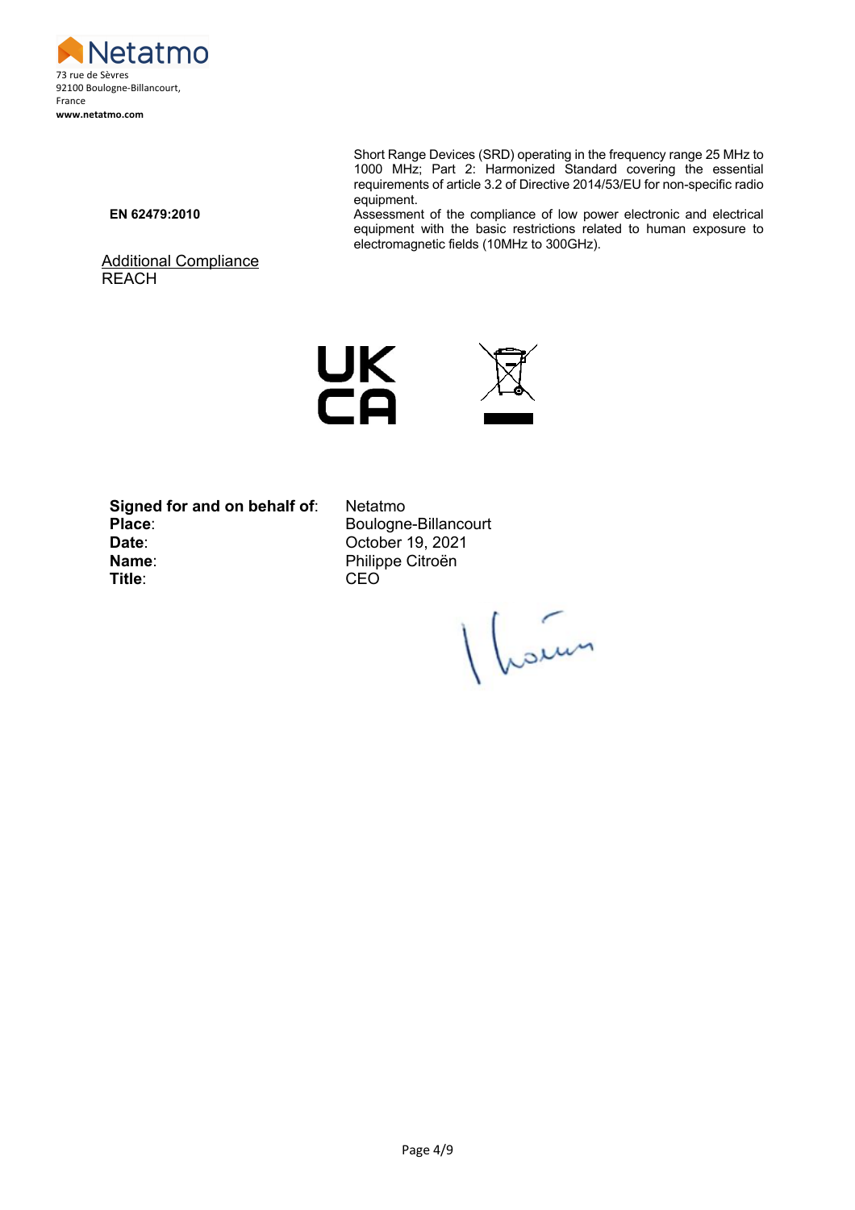Netatmo
73 rue de Sèvres
92100 Boulogne-Billancourt,
France
**www.netatmo.com**

| | |
|---|---|
| | Short Range Devices (SRD) operating in the frequency range 25 MHz to 1000 MHz; Part 2: Harmonized Standard covering the essential requirements of article 3.2 of Directive 2014/53/EU for non-specific radio equipment. |
| **EN 62479:2010** | Assessment of the compliance of low power electronic and electrical equipment with the basic restrictions related to human exposure to electromagnetic fields (10MHz to 300GHz). |

Additional Compliance
REACH

UK
CA

| | |
|---|---|
| **Signed for and on behalf of**: | Netatmo |
| **Place**: | Boulogne-Billancourt |
| **Date**: | October 19, 2021 |
| **Name**: | Philippe Citroën |
| **Title**: | CEO |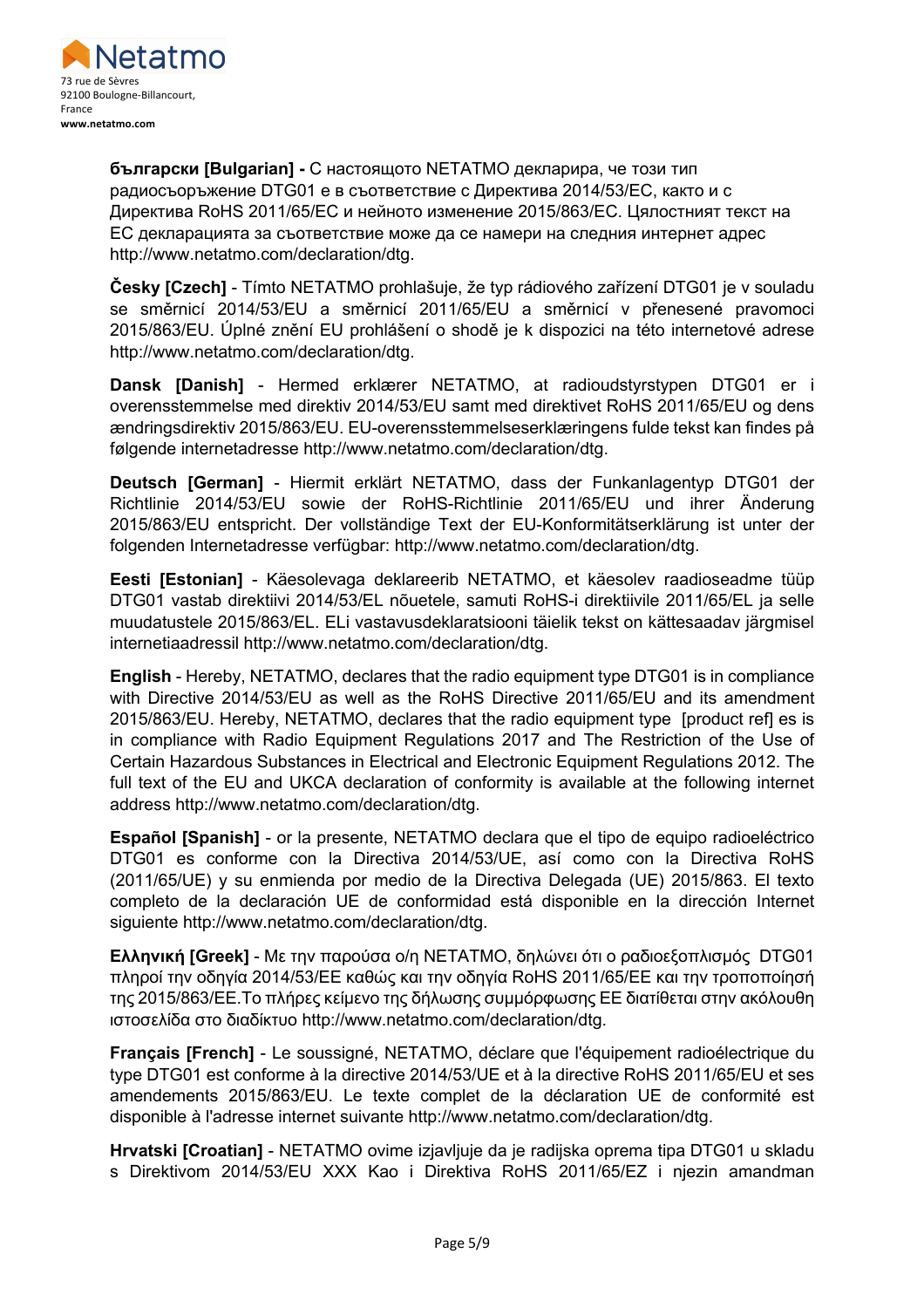Netatmo
73 rue de Sèvres
92100 Boulogne-Billancourt,
France
**www.netatmo.com**

**български [Bulgarian] -** С настоящото NETATMO декларира, че този тип радиосъоръжение DTG01 е в съответствие с Директива 2014/53/ЕС, както и с Директива RoHS 2011/65/ЕС и нейното изменение 2015/863/ЕС. Цялостният текст на ЕС декларацията за съответствие може да се намери на следния интернет адрес http://www.netatmo.com/declaration/dtg.

**Česky [Czech]** - Tímto NETATMO prohlašuje, že typ rádiového zařízení DTG01 je v souladu se směrnicí 2014/53/EU a směrnicí 2011/65/EU a směrnicí v přenesené pravomoci 2015/863/EU. Úplné znění EU prohlášení o shodě je k dispozici na této internetové adrese http://www.netatmo.com/declaration/dtg.

**Dansk [Danish]** - Hermed erklærer NETATMO, at radioudstyrstypen DTG01 er i overensstemmelse med direktiv 2014/53/EU samt med direktivet RoHS 2011/65/EU og dens ændringsdirektiv 2015/863/EU. EU-overensstemmelseserklæringens fulde tekst kan findes på følgende internetadresse http://www.netatmo.com/declaration/dtg.

**Deutsch [German]** - Hiermit erklärt NETATMO, dass der Funkanlagentyp DTG01 der Richtlinie 2014/53/EU sowie der RoHS-Richtlinie 2011/65/EU und ihrer Änderung 2015/863/EU entspricht. Der vollständige Text der EU-Konformitätserklärung ist unter der folgenden Internetadresse verfügbar: http://www.netatmo.com/declaration/dtg.

**Eesti [Estonian]** - Käesolevaga deklareerib NETATMO, et käesolev raadioseadme tüüp DTG01 vastab direktiivi 2014/53/EL nõuetele, samuti RoHS-i direktiivile 2011/65/EL ja selle muudatustele 2015/863/EL. ELi vastavusdeklaratsiooni täielik tekst on kättesaadav järgmisel internetiaadressil http://www.netatmo.com/declaration/dtg.

**English** - Hereby, NETATMO, declares that the radio equipment type DTG01 is in compliance with Directive 2014/53/EU as well as the RoHS Directive 2011/65/EU and its amendment 2015/863/EU. Hereby, NETATMO, declares that the radio equipment type [product ref] es is in compliance with Radio Equipment Regulations 2017 and The Restriction of the Use of Certain Hazardous Substances in Electrical and Electronic Equipment Regulations 2012. The full text of the EU and UKCA declaration of conformity is available at the following internet address http://www.netatmo.com/declaration/dtg.

**Español [Spanish]** - or la presente, NETATMO declara que el tipo de equipo radioeléctrico DTG01 es conforme con la Directiva 2014/53/UE, así como con la Directiva RoHS (2011/65/UE) y su enmienda por medio de la Directiva Delegada (UE) 2015/863. El texto completo de la declaración UE de conformidad está disponible en la dirección Internet siguiente http://www.netatmo.com/declaration/dtg.

**Ελληνική [Greek]** - Με την παρούσα ο/η NETATMO, δηλώνει ότι ο ραδιοεξοπλισμός DTG01 πληροί την οδηγία 2014/53/ΕΕ καθώς και την οδηγία RoHS 2011/65/ΕΕ και την τροποποίησή της 2015/863/ΕΕ.Το πλήρες κείμενο της δήλωσης συμμόρφωσης ΕΕ διατίθεται στην ακόλουθη ιστοσελίδα στο διαδίκτυο http://www.netatmo.com/declaration/dtg.

**Français [French]** - Le soussigné, NETATMO, déclare que l'équipement radioélectrique du type DTG01 est conforme à la directive 2014/53/UE et à la directive RoHS 2011/65/EU et ses amendements 2015/863/EU. Le texte complet de la déclaration UE de conformité est disponible à l'adresse internet suivante http://www.netatmo.com/declaration/dtg.

**Hrvatski [Croatian]** - NETATMO ovime izjavljuje da je radijska oprema tipa DTG01 u skladu s Direktivom 2014/53/EU XXX Kao i Direktiva RoHS 2011/65/EZ i njezin amandman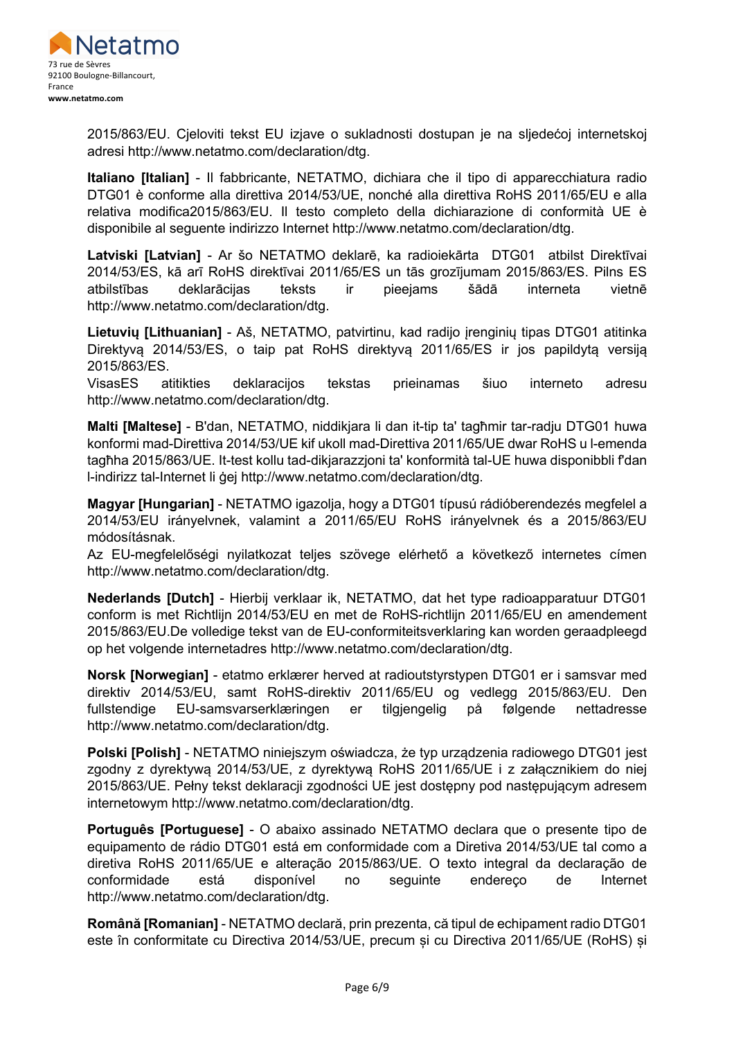2015/863/EU. Cjeloviti tekst EU izjave o sukladnosti dostupan je na sljedećoj internetskoj adresi http://www.netatmo.com/declaration/dtg.

**Italiano [Italian]** - Il fabbricante, NETATMO, dichiara che il tipo di apparecchiatura radio DTG01 è conforme alla direttiva 2014/53/UE, nonché alla direttiva RoHS 2011/65/EU e alla relativa modifica2015/863/EU. Il testo completo della dichiarazione di conformità UE è disponibile al seguente indirizzo Internet http://www.netatmo.com/declaration/dtg.

**Latviski [Latvian]** - Ar šo NETATMO deklarē, ka radioiekārta DTG01 atbilst Direktīvai 2014/53/ES, kā arī RoHS direktīvai 2011/65/ES un tās grozījumam 2015/863/ES. Pilns ES atbilstības deklarācijas teksts ir pieejams šādā interneta vietnē http://www.netatmo.com/declaration/dtg.

**Lietuvių [Lithuanian]** - Aš, NETATMO, patvirtinu, kad radijo įrenginių tipas DTG01 atitinka Direktyvą 2014/53/ES, o taip pat RoHS direktyvą 2011/65/ES ir jos papildytą versiją 2015/863/ES.
VisasES atitikties deklaracijos tekstas prieinamas šiuo interneto adresu http://www.netatmo.com/declaration/dtg.

**Malti [Maltese]** - B'dan, NETATMO, niddikjara li dan it-tip ta' tagħmir tar-radju DTG01 huwa konformi mad-Direttiva 2014/53/UE kif ukoll mad-Direttiva 2011/65/UE dwar RoHS u l-emenda tagħha 2015/863/UE. It-test kollu tad-dikjarazzjoni ta' konformità tal-UE huwa disponibbli f'dan l-indirizz tal-Internet li ġej http://www.netatmo.com/declaration/dtg.

**Magyar [Hungarian]** - NETATMO igazolja, hogy a DTG01 típusú rádióberendezés megfelel a 2014/53/EU irányelvnek, valamint a 2011/65/EU RoHS irányelvnek és a 2015/863/EU módosításnak.
Az EU-megfelelőségi nyilatkozat teljes szövege elérhető a következő internetes címen http://www.netatmo.com/declaration/dtg.

**Nederlands [Dutch]** - Hierbij verklaar ik, NETATMO, dat het type radioapparatuur DTG01 conform is met Richtlijn 2014/53/EU en met de RoHS-richtlijn 2011/65/EU en amendement 2015/863/EU.De volledige tekst van de EU-conformiteitsverklaring kan worden geraadpleegd op het volgende internetadres http://www.netatmo.com/declaration/dtg.

**Norsk [Norwegian]** - etatmo erklærer herved at radioutstyrstypen DTG01 er i samsvar med direktiv 2014/53/EU, samt RoHS-direktiv 2011/65/EU og vedlegg 2015/863/EU. Den fullstendige EU-samsvarserklæringen er tilgjengelig på følgende nettadresse http://www.netatmo.com/declaration/dtg.

**Polski [Polish]** - NETATMO niniejszym oświadcza, że typ urządzenia radiowego DTG01 jest zgodny z dyrektywą 2014/53/UE, z dyrektywą RoHS 2011/65/UE i z załącznikiem do niej 2015/863/UE. Pełny tekst deklaracji zgodności UE jest dostępny pod następującym adresem internetowym http://www.netatmo.com/declaration/dtg.

**Português [Portuguese]** - O abaixo assinado NETATMO declara que o presente tipo de equipamento de rádio DTG01 está em conformidade com a Diretiva 2014/53/UE tal como a diretiva RoHS 2011/65/UE e alteração 2015/863/UE. O texto integral da declaração de conformidade está disponível no seguinte endereço de Internet http://www.netatmo.com/declaration/dtg.

**Română [Romanian]** - NETATMO declară, prin prezenta, că tipul de echipament radio DTG01 este în conformitate cu Directiva 2014/53/UE, precum și cu Directiva 2011/65/UE (RoHS) și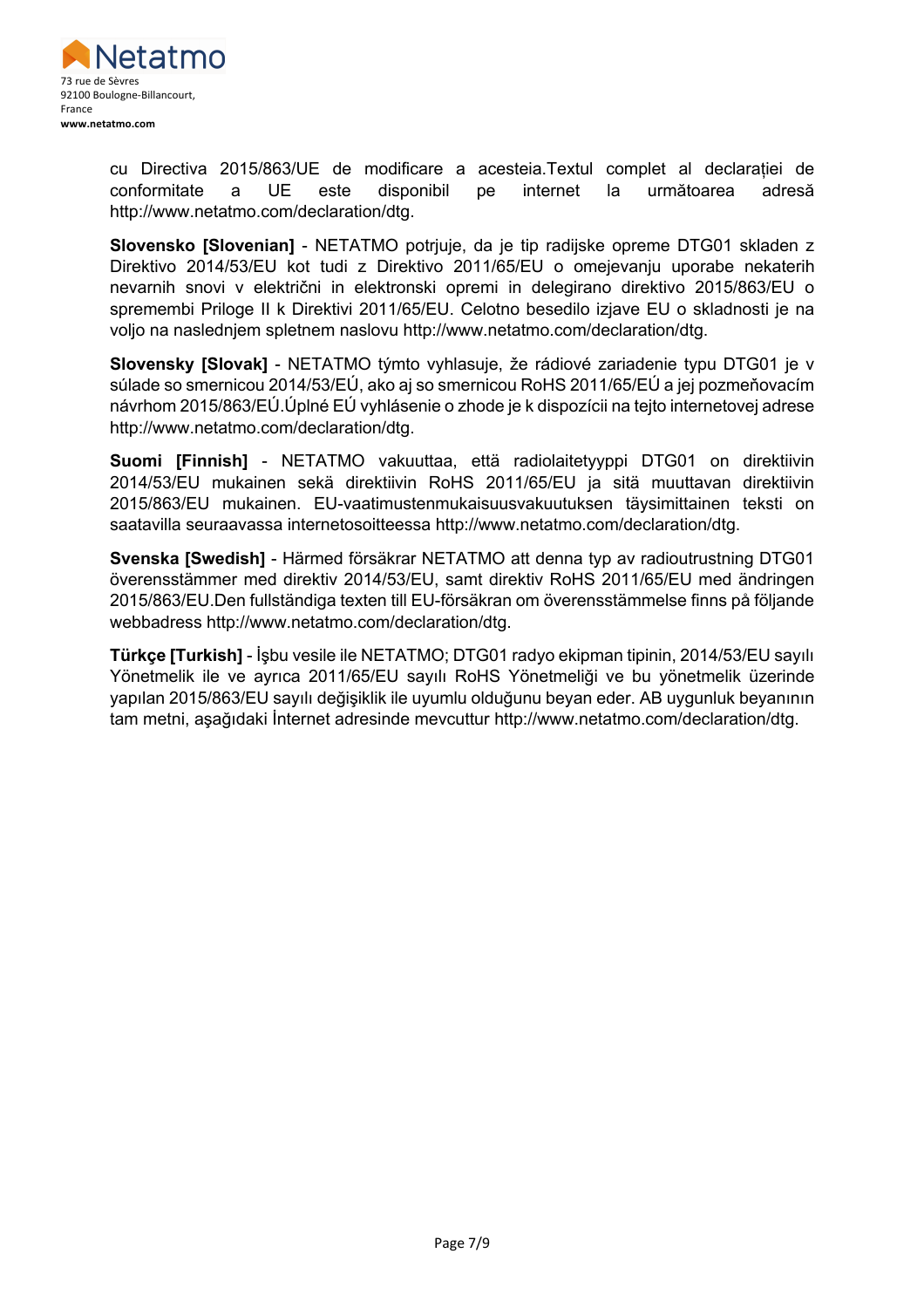cu Directiva 2015/863/UE de modificare a acesteia.Textul complet al declarației de conformitate a UE este disponibil pe internet la următoarea adresă http://www.netatmo.com/declaration/dtg.

**Slovensko [Slovenian]** - NETATMO potrjuje, da je tip radijske opreme DTG01 skladen z Direktivo 2014/53/EU kot tudi z Direktivo 2011/65/EU o omejevanju uporabe nekaterih nevarnih snovi v električni in elektronski opremi in delegirano direktivo 2015/863/EU o spremembi Priloge II k Direktivi 2011/65/EU. Celotno besedilo izjave EU o skladnosti je na voljo na naslednjem spletnem naslovu http://www.netatmo.com/declaration/dtg.

**Slovensky [Slovak]** - NETATMO týmto vyhlasuje, že rádiové zariadenie typu DTG01 je v súlade so smernicou 2014/53/EÚ, ako aj so smernicou RoHS 2011/65/EÚ a jej pozmeňovacím návrhom 2015/863/EÚ.Úplné EÚ vyhlásenie o zhode je k dispozícii na tejto internetovej adrese http://www.netatmo.com/declaration/dtg.

**Suomi [Finnish]** - NETATMO vakuuttaa, että radiolaitetyyppi DTG01 on direktiivin 2014/53/EU mukainen sekä direktiivin RoHS 2011/65/EU ja sitä muuttavan direktiivin 2015/863/EU mukainen. EU-vaatimustenmukaisuusvakuutuksen täysimittainen teksti on saatavilla seuraavassa internetosoitteessa http://www.netatmo.com/declaration/dtg.

**Svenska [Swedish]** - Härmed försäkrar NETATMO att denna typ av radioutrustning DTG01 överensstämmer med direktiv 2014/53/EU, samt direktiv RoHS 2011/65/EU med ändringen 2015/863/EU.Den fullständiga texten till EU-försäkran om överensstämmelse finns på följande webbadress http://www.netatmo.com/declaration/dtg.

**Türkçe [Turkish]** - İşbu vesile ile NETATMO; DTG01 radyo ekipman tipinin, 2014/53/EU sayılı Yönetmelik ile ve ayrıca 2011/65/EU sayılı RoHS Yönetmeliği ve bu yönetmelik üzerinde yapılan 2015/863/EU sayılı değişiklik ile uyumlu olduğunu beyan eder. AB uygunluk beyanının tam metni, aşağıdaki İnternet adresinde mevcuttur http://www.netatmo.com/declaration/dtg.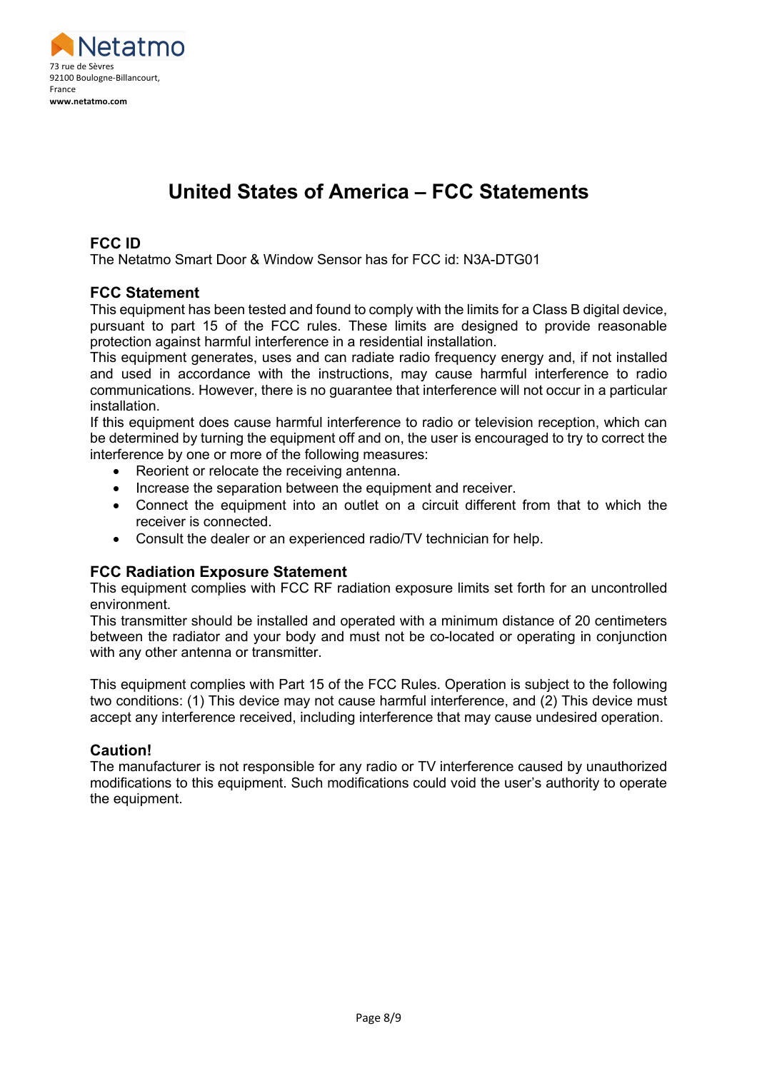Netatmo
73 rue de Sèvres
92100 Boulogne-Billancourt,
France
**www.netatmo.com**

# United States of America – FCC Statements

## FCC ID

The Netatmo Smart Door & Window Sensor has for FCC id: N3A-DTG01

## FCC Statement

This equipment has been tested and found to comply with the limits for a Class B digital device, pursuant to part 15 of the FCC rules. These limits are designed to provide reasonable protection against harmful interference in a residential installation.
This equipment generates, uses and can radiate radio frequency energy and, if not installed and used in accordance with the instructions, may cause harmful interference to radio communications. However, there is no guarantee that interference will not occur in a particular installation.
If this equipment does cause harmful interference to radio or television reception, which can be determined by turning the equipment off and on, the user is encouraged to try to correct the interference by one or more of the following measures:

- Reorient or relocate the receiving antenna.
- Increase the separation between the equipment and receiver.
- Connect the equipment into an outlet on a circuit different from that to which the receiver is connected.
- Consult the dealer or an experienced radio/TV technician for help.

## FCC Radiation Exposure Statement

This equipment complies with FCC RF radiation exposure limits set forth for an uncontrolled environment.
This transmitter should be installed and operated with a minimum distance of 20 centimeters between the radiator and your body and must not be co-located or operating in conjunction with any other antenna or transmitter.

This equipment complies with Part 15 of the FCC Rules. Operation is subject to the following two conditions: (1) This device may not cause harmful interference, and (2) This device must accept any interference received, including interference that may cause undesired operation.

## Caution!

The manufacturer is not responsible for any radio or TV interference caused by unauthorized modifications to this equipment. Such modifications could void the user's authority to operate the equipment.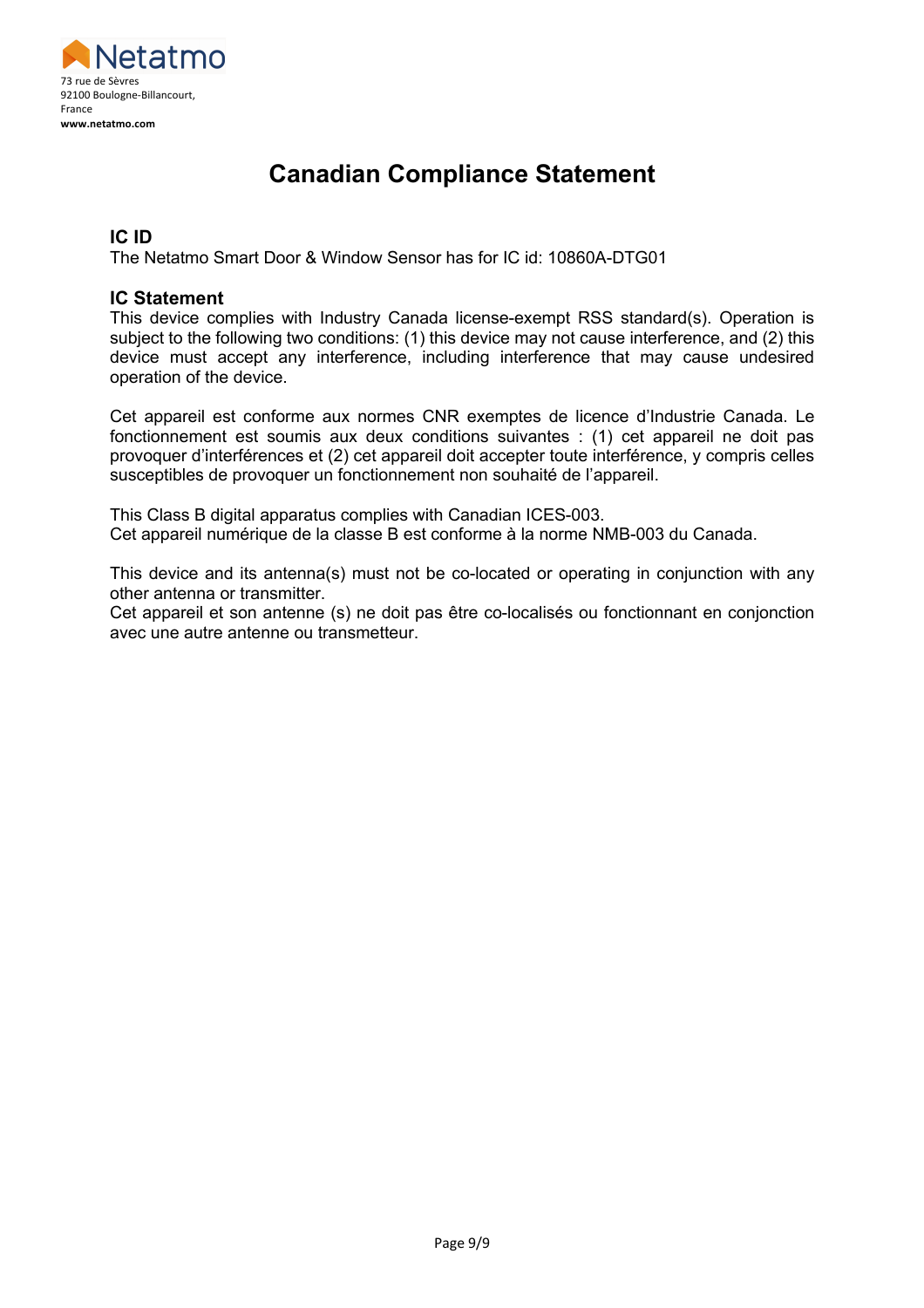Netatmo
73 rue de Sèvres
92100 Boulogne-Billancourt,
France
**www.netatmo.com**

# Canadian Compliance Statement

## IC ID

The Netatmo Smart Door & Window Sensor has for IC id: 10860A-DTG01

## IC Statement

This device complies with Industry Canada license-exempt RSS standard(s). Operation is subject to the following two conditions: (1) this device may not cause interference, and (2) this device must accept any interference, including interference that may cause undesired operation of the device.

Cet appareil est conforme aux normes CNR exemptes de licence d'Industrie Canada. Le fonctionnement est soumis aux deux conditions suivantes : (1) cet appareil ne doit pas provoquer d'interférences et (2) cet appareil doit accepter toute interférence, y compris celles susceptibles de provoquer un fonctionnement non souhaité de l'appareil.

This Class B digital apparatus complies with Canadian ICES-003.
Cet appareil numérique de la classe B est conforme à la norme NMB-003 du Canada.

This device and its antenna(s) must not be co-located or operating in conjunction with any other antenna or transmitter.
Cet appareil et son antenne (s) ne doit pas être co-localisés ou fonctionnant en conjonction avec une autre antenne ou transmetteur.